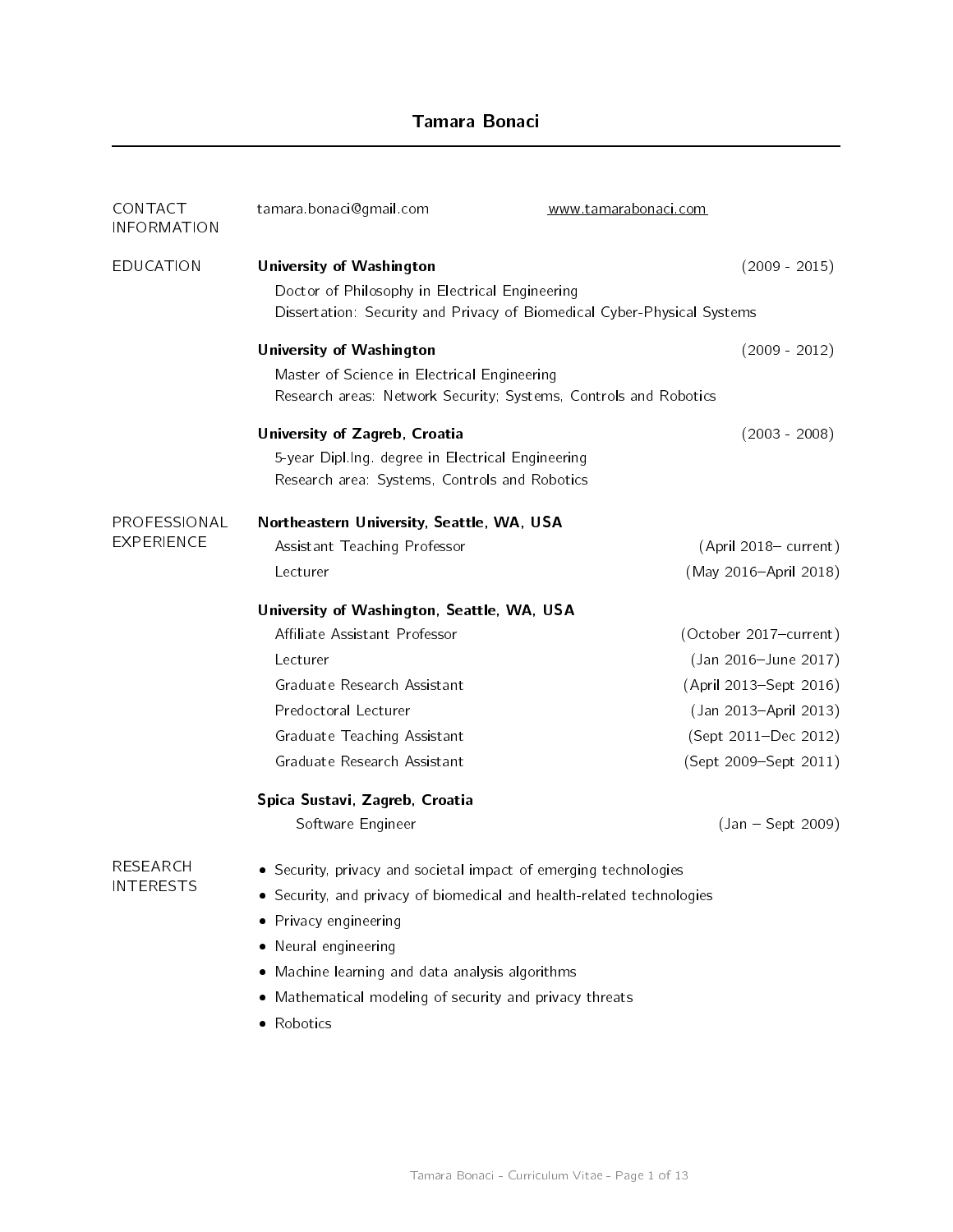# Tamara Bonaci

## CONTACT INFORMATION

tamara.bonaci@gmail.com

www.tamarabonaci.com

## EDUCATION

**University of Washington** (2009 - 2015)

Doctor of Philosophy in Electrical Engineering

Dissertation: Security and Privacy of Biomedical Cyber-Physical Systems

**University of Washington** (2009 - 2012)

Master of Science in Electrical Engineering

Research areas: Network Security; Systems, Controls and Robotics

**University of Zagreb, Croatia** (2003 - 2008)

5-year Dipl.Ing. degree in Electrical Engineering

Research area: Systems, Controls and Robotics

## PROFESSIONAL EXPERIENCE

**Northeastern University, Seattle, WA, USA**

- Assistant Teaching Professor (April 2018– current)
- Lecturer (May 2016–April 2018)

**University of Washington, Seattle, WA, USA**

- Affiliate Assistant Professor (October 2017–current)
- Lecturer (Jan 2016–June 2017)
- Graduate Research Assistant (April 2013–Sept 2016)
- Predoctoral Lecturer (Jan 2013–April 2013)
- Graduate Teaching Assistant (Sept 2011–Dec 2012)
- Graduate Research Assistant (Sept 2009–Sept 2011)

**Spica Sustavi, Zagreb, Croatia**

- Software Engineer (Jan – Sept 2009)

## RESEARCH INTERESTS

- Security, privacy and societal impact of emerging technologies
- Security, and privacy of biomedical and health-related technologies
- Privacy engineering
- Neural engineering
- Machine learning and data analysis algorithms
- Mathematical modeling of security and privacy threats
- Robotics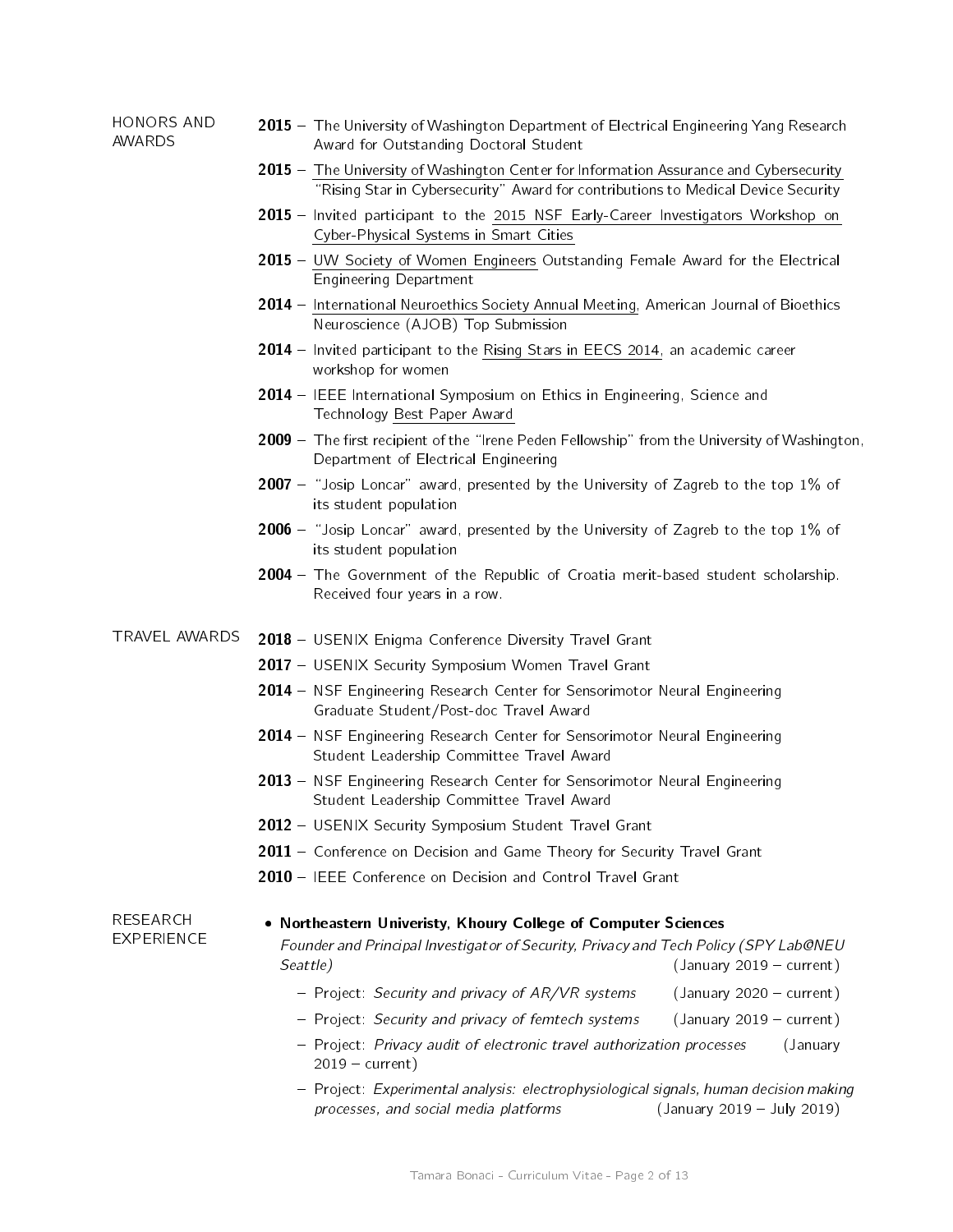## HONORS AND AWARDS

- **2015** – The University of Washington Department of Electrical Engineering Yang Research Award for Outstanding Doctoral Student
- **2015** – The University of Washington Center for Information Assurance and Cybersecurity "Rising Star in Cybersecurity" Award for contributions to Medical Device Security
- **2015** – Invited participant to the 2015 NSF Early-Career Investigators Workshop on Cyber-Physical Systems in Smart Cities
- **2015** – UW Society of Women Engineers Outstanding Female Award for the Electrical Engineering Department
- **2014** – International Neuroethics Society Annual Meeting, American Journal of Bioethics Neuroscience (AJOB) Top Submission
- **2014** – Invited participant to the Rising Stars in EECS 2014, an academic career workshop for women
- **2014** – IEEE International Symposium on Ethics in Engineering, Science and Technology Best Paper Award
- **2009** – The first recipient of the "Irene Peden Fellowship" from the University of Washington, Department of Electrical Engineering
- **2007** – "Josip Loncar" award, presented by the University of Zagreb to the top 1% of its student population
- **2006** – "Josip Loncar" award, presented by the University of Zagreb to the top 1% of its student population
- **2004** – The Government of the Republic of Croatia merit-based student scholarship. Received four years in a row.

## TRAVEL AWARDS

- **2018** – USENIX Enigma Conference Diversity Travel Grant
- **2017** – USENIX Security Symposium Women Travel Grant
- **2014** – NSF Engineering Research Center for Sensorimotor Neural Engineering Graduate Student/Post-doc Travel Award
- **2014** – NSF Engineering Research Center for Sensorimotor Neural Engineering Student Leadership Committee Travel Award
- **2013** – NSF Engineering Research Center for Sensorimotor Neural Engineering Student Leadership Committee Travel Award
- **2012** – USENIX Security Symposium Student Travel Grant
- **2011** – Conference on Decision and Game Theory for Security Travel Grant
- **2010** – IEEE Conference on Decision and Control Travel Grant

## RESEARCH EXPERIENCE

- **Northeastern Univeristy, Khoury College of Computer Sciences**
  *Founder and Principal Investigator of Security, Privacy and Tech Policy (SPY Lab@NEU Seattle)* (January 2019 – current)
  - Project: *Security and privacy of AR/VR systems* (January 2020 – current)
  - Project: *Security and privacy of femtech systems* (January 2019 – current)
  - Project: *Privacy audit of electronic travel authorization processes* (January 2019 – current)
  - Project: *Experimental analysis: electrophysiological signals, human decision making processes, and social media platforms* (January 2019 – July 2019)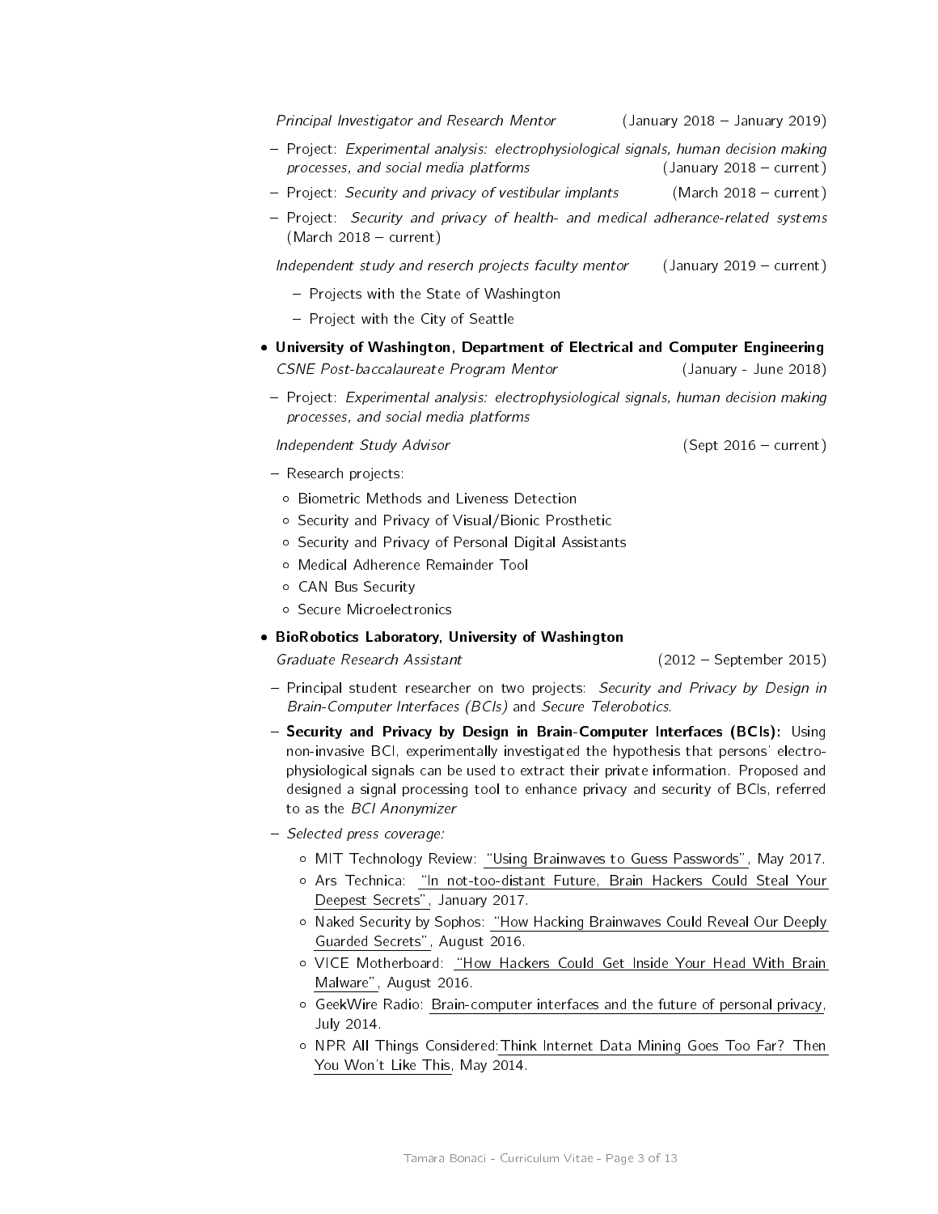*Principal Investigator and Research Mentor* (January 2018 – January 2019)

- Project: *Experimental analysis: electrophysiological signals, human decision making processes, and social media platforms* (January 2018 – current)
- Project: *Security and privacy of vestibular implants* (March 2018 – current)
- Project: *Security and privacy of health- and medical adherance-related systems* (March 2018 – current)

*Independent study and reserch projects faculty mentor* (January 2019 – current)

- Projects with the State of Washington
- Project with the City of Seattle

- **University of Washington, Department of Electrical and Computer Engineering**

  *CSNE Post-baccalaureate Program Mentor* (January - June 2018)

  - Project: *Experimental analysis: electrophysiological signals, human decision making processes, and social media platforms*

  *Independent Study Advisor* (Sept 2016 – current)

  - Research projects:
    - Biometric Methods and Liveness Detection
    - Security and Privacy of Visual/Bionic Prosthetic
    - Security and Privacy of Personal Digital Assistants
    - Medical Adherence Remainder Tool
    - CAN Bus Security
    - Secure Microelectronics

- **BioRobotics Laboratory, University of Washington**

  *Graduate Research Assistant* (2012 – September 2015)

  - Principal student researcher on two projects: *Security and Privacy by Design in Brain-Computer Interfaces (BCIs)* and *Secure Telerobotics*.
  - **Security and Privacy by Design in Brain-Computer Interfaces (BCIs):** Using non-invasive BCI, experimentally investigated the hypothesis that persons' electrophysiological signals can be used to extract their private information. Proposed and designed a signal processing tool to enhance privacy and security of BCIs, referred to as the *BCI Anonymizer*
  - *Selected press coverage:*
    - MIT Technology Review: "Using Brainwaves to Guess Passwords", May 2017.
    - Ars Technica: "In not-too-distant Future, Brain Hackers Could Steal Your Deepest Secrets", January 2017.
    - Naked Security by Sophos: "How Hacking Brainwaves Could Reveal Our Deeply Guarded Secrets", August 2016.
    - VICE Motherboard: "How Hackers Could Get Inside Your Head With Brain Malware", August 2016.
    - GeekWire Radio: Brain-computer interfaces and the future of personal privacy, July 2014.
    - NPR All Things Considered:Think Internet Data Mining Goes Too Far? Then You Won't Like This, May 2014.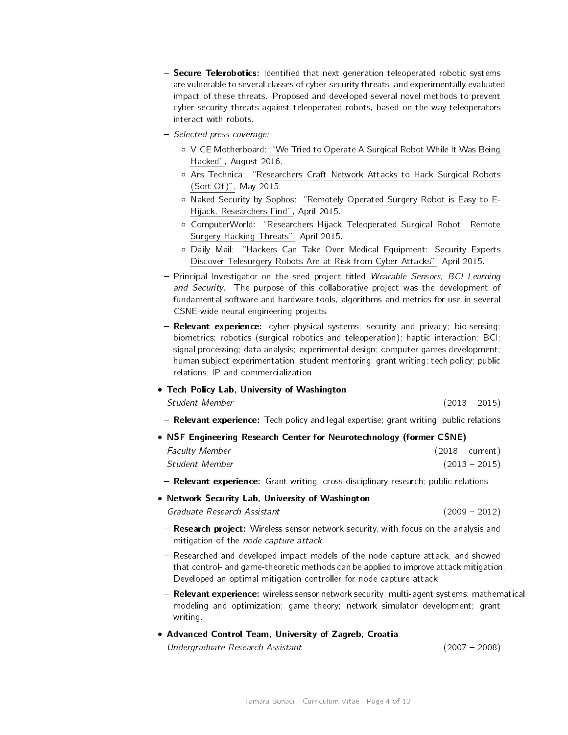- **Secure Telerobotics:** Identified that next generation teleoperated robotic systems are vulnerable to several classes of cyber-security threats, and experimentally evaluated impact of these threats. Proposed and developed several novel methods to prevent cyber security threats against teleoperated robots, based on the way teleoperators interact with robots.
  - *Selected press coverage:*
    - VICE Motherboard: "We Tried to Operate A Surgical Robot While It Was Being Hacked", August 2016.
    - Ars Technica: "Researchers Craft Network Attacks to Hack Surgical Robots (Sort Of)", May 2015.
    - Naked Security by Sophos: "Remotely Operated Surgery Robot is Easy to E-Hijack, Researchers Find", April 2015.
    - ComputerWorld: "Researchers Hijack Teleoperated Surgical Robot: Remote Surgery Hacking Threats", April 2015.
    - Daily Mail: "Hackers Can Take Over Medical Equipment: Security Experts Discover Telesurgery Robots Are at Risk from Cyber Attacks", April 2015.
  - Principal Investigator on the seed project titled *Wearable Sensors, BCI Learning and Security*. The purpose of this collaborative project was the development of fundamental software and hardware tools, algorithms and metrics for use in several CSNE-wide neural engineering projects.
  - **Relevant experience:** cyber-physical systems; security and privacy; bio-sensing; biometrics; robotics (surgical robotics and teleoperation); haptic interaction; BCI; signal processing; data analysis; experimental design; computer games development; human subject experimentation; student mentoring; grant writing; tech policy; public relations; IP and commercialization .

- **Tech Policy Lab, University of Washington**
  *Student Member* (2013 – 2015)
  - **Relevant experience:** Tech policy and legal expertise; grant writing; public relations

- **NSF Engineering Research Center for Neurotechnology (former CSNE)**
  *Faculty Member* (2018 – current)
  *Student Member* (2013 – 2015)
  - **Relevant experience:** Grant writing; cross-disciplinary research; public relations

- **Network Security Lab, University of Washington**
  *Graduate Research Assistant* (2009 – 2012)
  - **Research project:** Wireless sensor network security, with focus on the analysis and mitigation of the *node capture attack*.
  - Researched and developed impact models of the node capture attack, and showed that control- and game-theoretic methods can be applied to improve attack mitigation. Developed an optimal mitigation controller for node capture attack.
  - **Relevant experience:** wireless sensor network security; multi-agent systems; mathematical modeling and optimization; game theory; network simulator development; grant writing.

- **Advanced Control Team, University of Zagreb, Croatia**
  *Undergraduate Research Assistant* (2007 – 2008)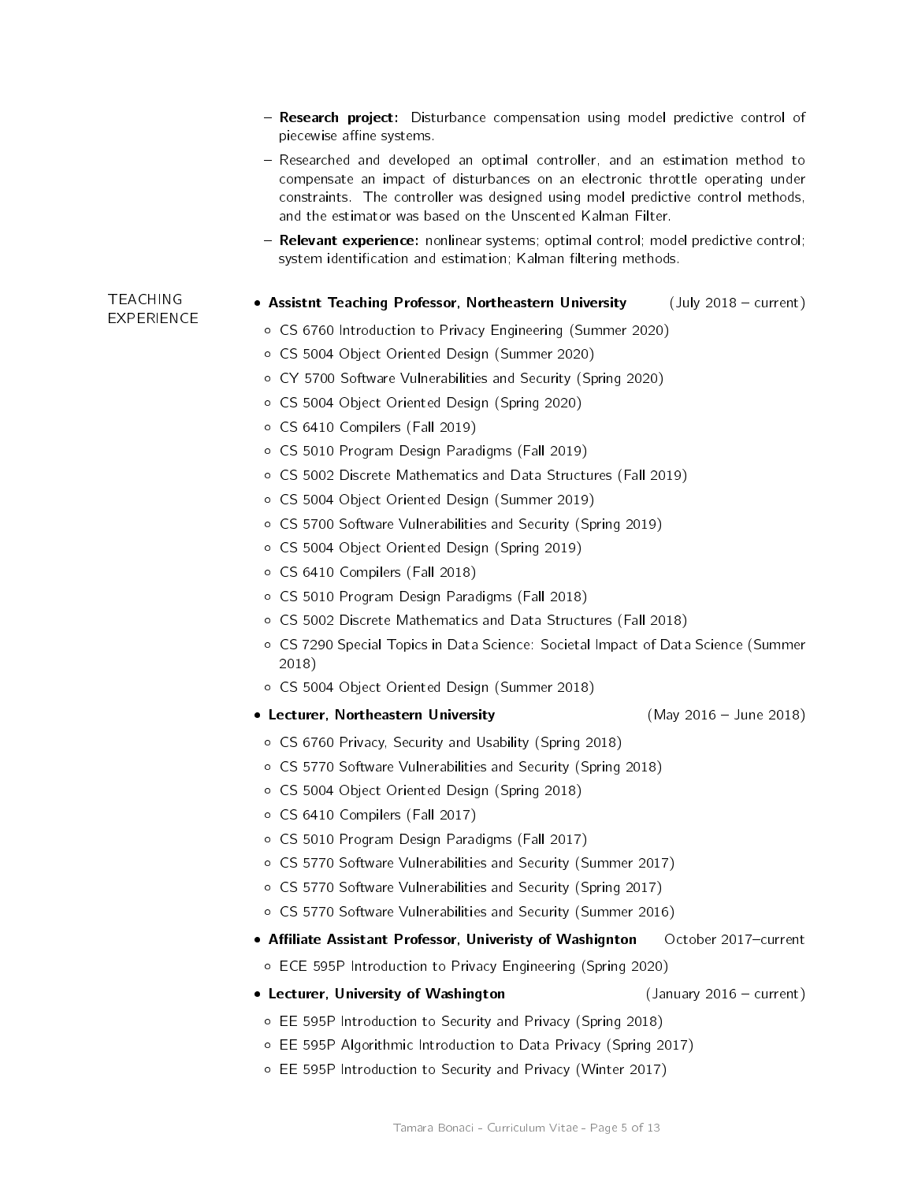- **Research project:** Disturbance compensation using model predictive control of piecewise affine systems.
- Researched and developed an optimal controller, and an estimation method to compensate an impact of disturbances on an electronic throttle operating under constraints. The controller was designed using model predictive control methods, and the estimator was based on the Unscented Kalman Filter.
- **Relevant experience:** nonlinear systems; optimal control; model predictive control; system identification and estimation; Kalman filtering methods.

## TEACHING EXPERIENCE

- **Assistnt Teaching Professor, Northeastern University** (July 2018 – current)
  - CS 6760 Introduction to Privacy Engineering (Summer 2020)
  - CS 5004 Object Oriented Design (Summer 2020)
  - CY 5700 Software Vulnerabilities and Security (Spring 2020)
  - CS 5004 Object Oriented Design (Spring 2020)
  - CS 6410 Compilers (Fall 2019)
  - CS 5010 Program Design Paradigms (Fall 2019)
  - CS 5002 Discrete Mathematics and Data Structures (Fall 2019)
  - CS 5004 Object Oriented Design (Summer 2019)
  - CS 5700 Software Vulnerabilities and Security (Spring 2019)
  - CS 5004 Object Oriented Design (Spring 2019)
  - CS 6410 Compilers (Fall 2018)
  - CS 5010 Program Design Paradigms (Fall 2018)
  - CS 5002 Discrete Mathematics and Data Structures (Fall 2018)
  - CS 7290 Special Topics in Data Science: Societal Impact of Data Science (Summer 2018)
  - CS 5004 Object Oriented Design (Summer 2018)
- **Lecturer, Northeastern University** (May 2016 – June 2018)
  - CS 6760 Privacy, Security and Usability (Spring 2018)
  - CS 5770 Software Vulnerabilities and Security (Spring 2018)
  - CS 5004 Object Oriented Design (Spring 2018)
  - CS 6410 Compilers (Fall 2017)
  - CS 5010 Program Design Paradigms (Fall 2017)
  - CS 5770 Software Vulnerabilities and Security (Summer 2017)
  - CS 5770 Software Vulnerabilities and Security (Spring 2017)
  - CS 5770 Software Vulnerabilities and Security (Summer 2016)
- **Affiliate Assistant Professor, Univeristy of Washignton** October 2017–current
  - ECE 595P Introduction to Privacy Engineering (Spring 2020)
- **Lecturer, University of Washington** (January 2016 – current)
  - EE 595P Introduction to Security and Privacy (Spring 2018)
  - EE 595P Algorithmic Introduction to Data Privacy (Spring 2017)
  - EE 595P Introduction to Security and Privacy (Winter 2017)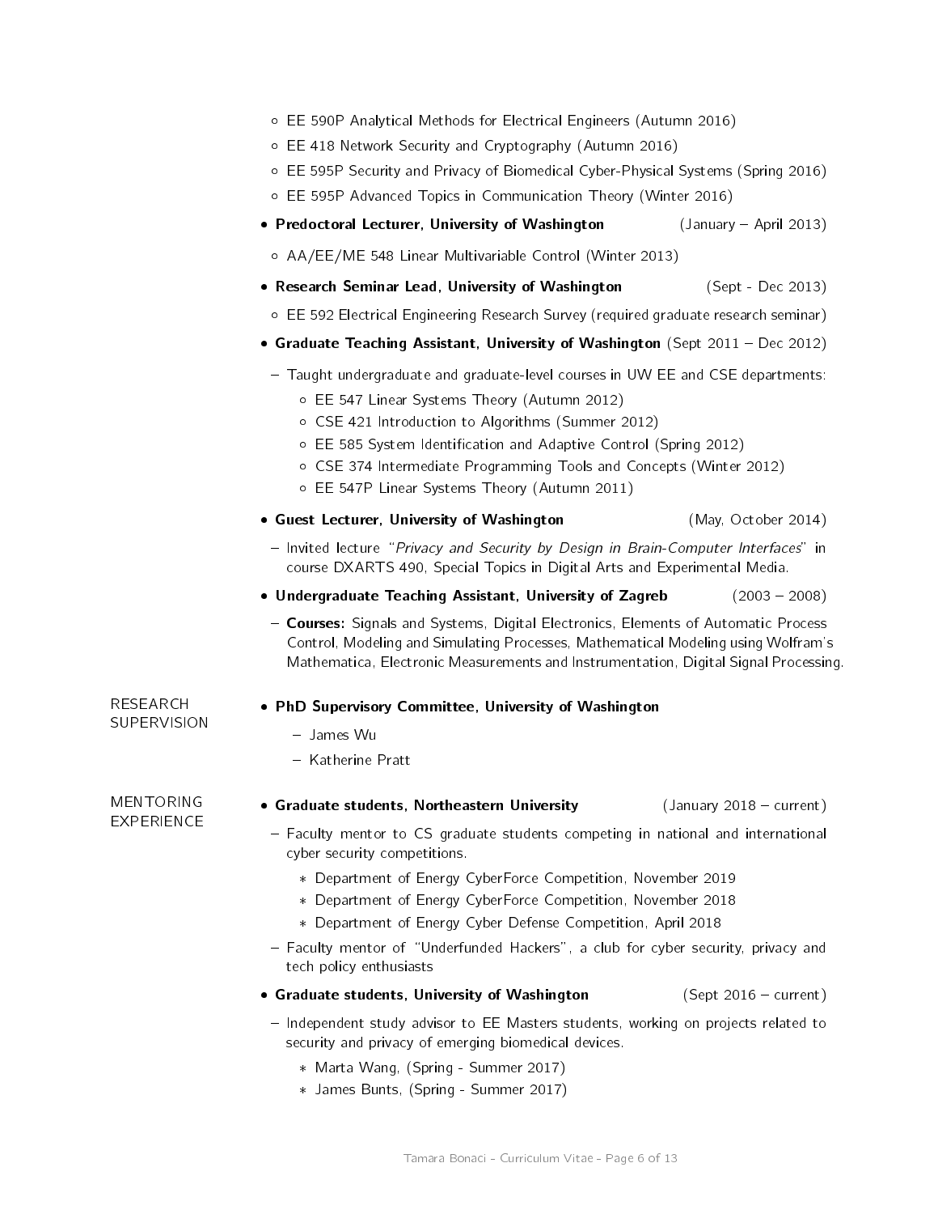- EE 590P Analytical Methods for Electrical Engineers (Autumn 2016)
- EE 418 Network Security and Cryptography (Autumn 2016)
- EE 595P Security and Privacy of Biomedical Cyber-Physical Systems (Spring 2016)
- EE 595P Advanced Topics in Communication Theory (Winter 2016)

- **Predoctoral Lecturer, University of Washington** (January – April 2013)
  - AA/EE/ME 548 Linear Multivariable Control (Winter 2013)
- **Research Seminar Lead, University of Washington** (Sept - Dec 2013)
  - EE 592 Electrical Engineering Research Survey (required graduate research seminar)
- **Graduate Teaching Assistant, University of Washington** (Sept 2011 – Dec 2012)
  - Taught undergraduate and graduate-level courses in UW EE and CSE departments:
    - EE 547 Linear Systems Theory (Autumn 2012)
    - CSE 421 Introduction to Algorithms (Summer 2012)
    - EE 585 System Identification and Adaptive Control (Spring 2012)
    - CSE 374 Intermediate Programming Tools and Concepts (Winter 2012)
    - EE 547P Linear Systems Theory (Autumn 2011)
- **Guest Lecturer, University of Washington** (May, October 2014)
  - Invited lecture "*Privacy and Security by Design in Brain-Computer Interfaces*" in course DXARTS 490, Special Topics in Digital Arts and Experimental Media.
- **Undergraduate Teaching Assistant, University of Zagreb** (2003 – 2008)
  - **Courses:** Signals and Systems, Digital Electronics, Elements of Automatic Process Control, Modeling and Simulating Processes, Mathematical Modeling using Wolfram's Mathematica, Electronic Measurements and Instrumentation, Digital Signal Processing.

## RESEARCH SUPERVISION

- **PhD Supervisory Committee, University of Washington**
  - James Wu
  - Katherine Pratt

## MENTORING EXPERIENCE

- **Graduate students, Northeastern University** (January 2018 – current)
  - Faculty mentor to CS graduate students competing in national and international cyber security competitions.
    - Department of Energy CyberForce Competition, November 2019
    - Department of Energy CyberForce Competition, November 2018
    - Department of Energy Cyber Defense Competition, April 2018
  - Faculty mentor of "Underfunded Hackers", a club for cyber security, privacy and tech policy enthusiasts
- **Graduate students, University of Washington** (Sept 2016 – current)
  - Independent study advisor to EE Masters students, working on projects related to security and privacy of emerging biomedical devices.
    - Marta Wang, (Spring - Summer 2017)
    - James Bunts, (Spring - Summer 2017)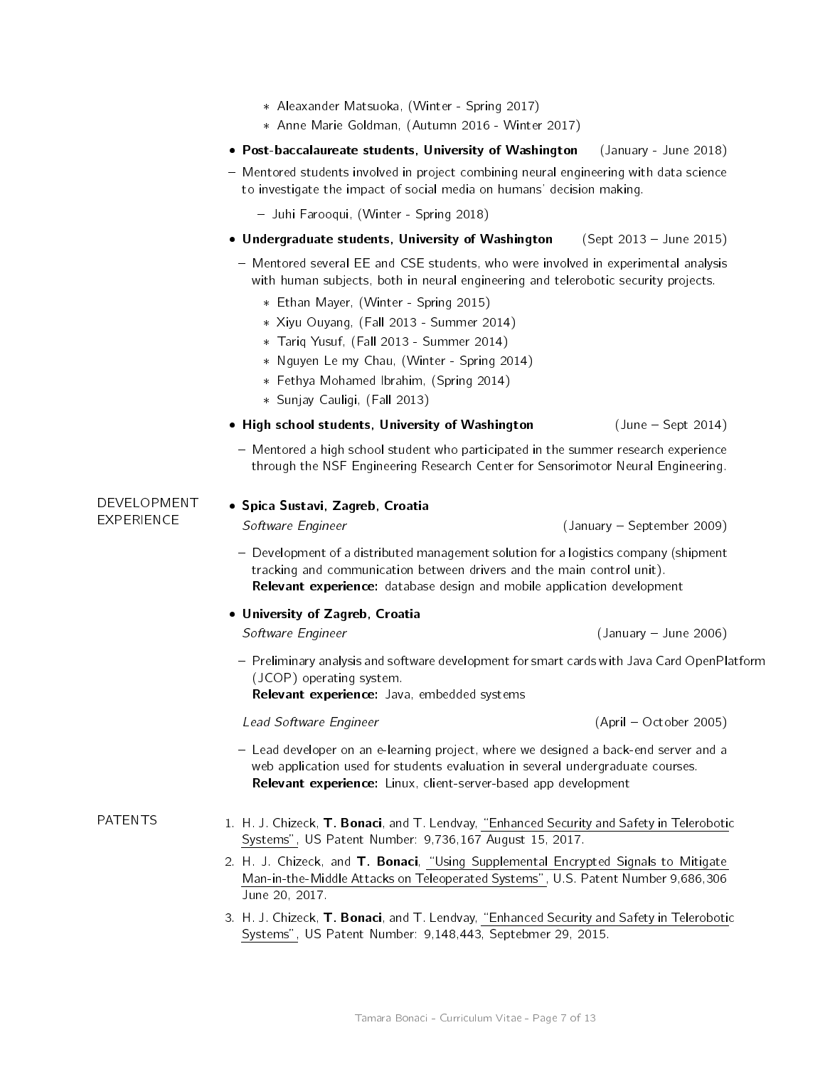- Aleaxander Matsuoka, (Winter - Spring 2017)
    - Anne Marie Goldman, (Autumn 2016 - Winter 2017)

- **Post-baccalaureate students, University of Washington** (January - June 2018)
  - Mentored students involved in project combining neural engineering with data science to investigate the impact of social media on humans' decision making.
    - Juhi Farooqui, (Winter - Spring 2018)
- **Undergraduate students, University of Washington** (Sept 2013 – June 2015)
  - Mentored several EE and CSE students, who were involved in experimental analysis with human subjects, both in neural engineering and telerobotic security projects.
    - Ethan Mayer, (Winter - Spring 2015)
    - Xiyu Ouyang, (Fall 2013 - Summer 2014)
    - Tariq Yusuf, (Fall 2013 - Summer 2014)
    - Nguyen Le my Chau, (Winter - Spring 2014)
    - Fethya Mohamed Ibrahim, (Spring 2014)
    - Sunjay Cauligi, (Fall 2013)
- **High school students, University of Washington** (June – Sept 2014)
  - Mentored a high school student who participated in the summer research experience through the NSF Engineering Research Center for Sensorimotor Neural Engineering.

## DEVELOPMENT EXPERIENCE

- **Spica Sustavi, Zagreb, Croatia**
  *Software Engineer* (January – September 2009)
  - Development of a distributed management solution for a logistics company (shipment tracking and communication between drivers and the main control unit).
    **Relevant experience:** database design and mobile application development
- **University of Zagreb, Croatia**
  *Software Engineer* (January – June 2006)
  - Preliminary analysis and software development for smart cards with Java Card OpenPlatform (JCOP) operating system.
    **Relevant experience:** Java, embedded systems

  *Lead Software Engineer* (April – October 2005)
  - Lead developer on an e-learning project, where we designed a back-end server and a web application used for students evaluation in several undergraduate courses.
    **Relevant experience:** Linux, client-server-based app development

## PATENTS

1. H. J. Chizeck, **T. Bonaci**, and T. Lendvay, "Enhanced Security and Safety in Telerobotic Systems", US Patent Number: 9,736,167 August 15, 2017.
2. H. J. Chizeck, and **T. Bonaci**, "Using Supplemental Encrypted Signals to Mitigate Man-in-the-Middle Attacks on Teleoperated Systems", U.S. Patent Number 9,686,306 June 20, 2017.
3. H. J. Chizeck, **T. Bonaci**, and T. Lendvay, "Enhanced Security and Safety in Telerobotic Systems", US Patent Number: 9,148,443, Septebmer 29, 2015.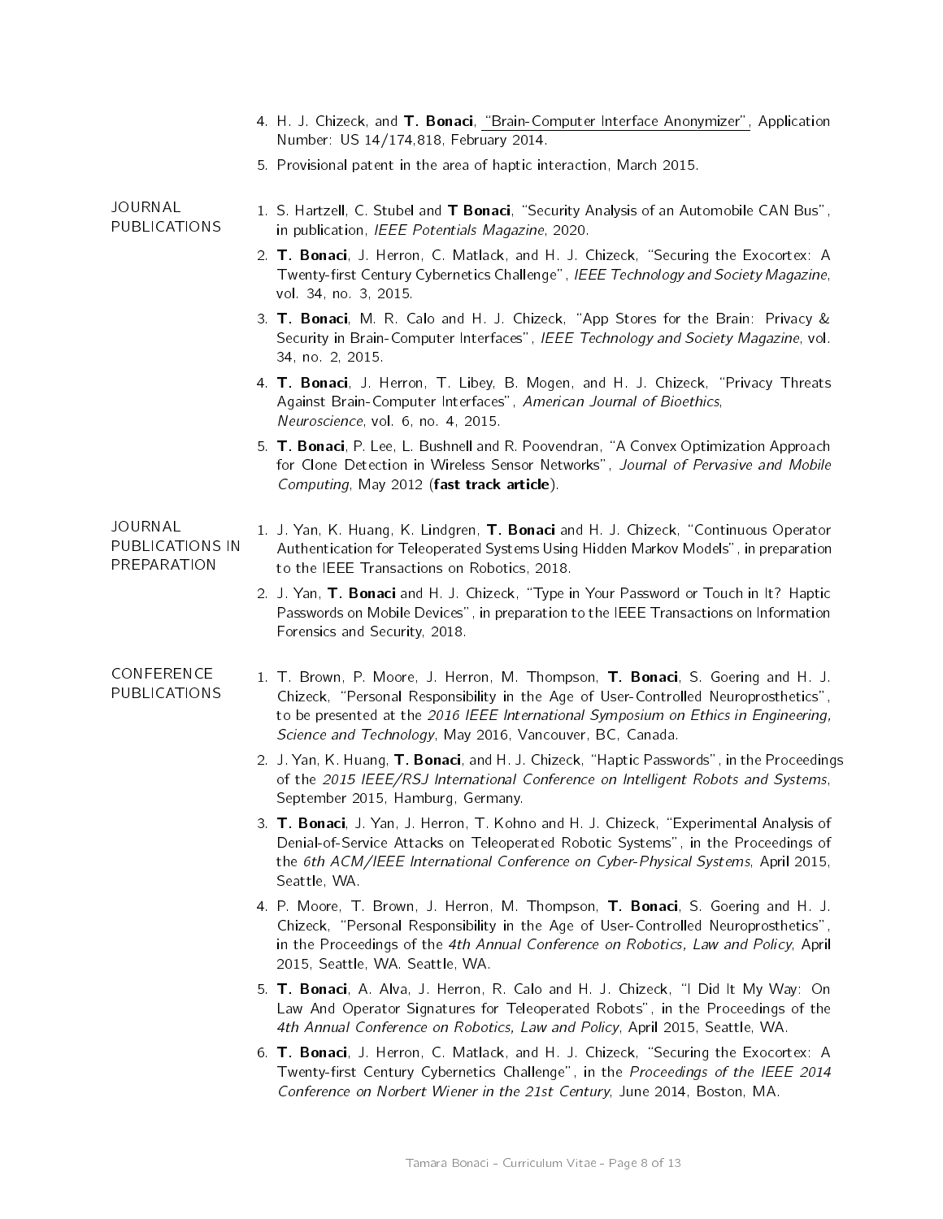4. H. J. Chizeck, and **T. Bonaci**, "Brain-Computer Interface Anonymizer", Application Number: US 14/174,818, February 2014.
5. Provisional patent in the area of haptic interaction, March 2015.

## JOURNAL PUBLICATIONS

1. S. Hartzell, C. Stubel and **T Bonaci**, "Security Analysis of an Automobile CAN Bus", in publication, *IEEE Potentials Magazine*, 2020.
2. **T. Bonaci**, J. Herron, C. Matlack, and H. J. Chizeck, "Securing the Exocortex: A Twenty-first Century Cybernetics Challenge", *IEEE Technology and Society Magazine*, vol. 34, no. 3, 2015.
3. **T. Bonaci**, M. R. Calo and H. J. Chizeck, "App Stores for the Brain: Privacy & Security in Brain-Computer Interfaces", *IEEE Technology and Society Magazine*, vol. 34, no. 2, 2015.
4. **T. Bonaci**, J. Herron, T. Libey, B. Mogen, and H. J. Chizeck, "Privacy Threats Against Brain-Computer Interfaces", *American Journal of Bioethics, Neuroscience*, vol. 6, no. 4, 2015.
5. **T. Bonaci**, P. Lee, L. Bushnell and R. Poovendran, "A Convex Optimization Approach for Clone Detection in Wireless Sensor Networks", *Journal of Pervasive and Mobile Computing*, May 2012 (**fast track article**).

## JOURNAL PUBLICATIONS IN PREPARATION

1. J. Yan, K. Huang, K. Lindgren, **T. Bonaci** and H. J. Chizeck, "Continuous Operator Authentication for Teleoperated Systems Using Hidden Markov Models", in preparation to the IEEE Transactions on Robotics, 2018.
2. J. Yan, **T. Bonaci** and H. J. Chizeck, "Type in Your Password or Touch in It? Haptic Passwords on Mobile Devices", in preparation to the IEEE Transactions on Information Forensics and Security, 2018.

## CONFERENCE PUBLICATIONS

1. T. Brown, P. Moore, J. Herron, M. Thompson, **T. Bonaci**, S. Goering and H. J. Chizeck, "Personal Responsibility in the Age of User-Controlled Neuroprosthetics", to be presented at the *2016 IEEE International Symposium on Ethics in Engineering, Science and Technology*, May 2016, Vancouver, BC, Canada.
2. J. Yan, K. Huang, **T. Bonaci**, and H. J. Chizeck, "Haptic Passwords", in the Proceedings of the *2015 IEEE/RSJ International Conference on Intelligent Robots and Systems*, September 2015, Hamburg, Germany.
3. **T. Bonaci**, J. Yan, J. Herron, T. Kohno and H. J. Chizeck, "Experimental Analysis of Denial-of-Service Attacks on Teleoperated Robotic Systems", in the Proceedings of the *6th ACM/IEEE International Conference on Cyber-Physical Systems*, April 2015, Seattle, WA.
4. P. Moore, T. Brown, J. Herron, M. Thompson, **T. Bonaci**, S. Goering and H. J. Chizeck, "Personal Responsibility in the Age of User-Controlled Neuroprosthetics", in the Proceedings of the *4th Annual Conference on Robotics, Law and Policy*, April 2015, Seattle, WA. Seattle, WA.
5. **T. Bonaci**, A. Alva, J. Herron, R. Calo and H. J. Chizeck, "I Did It My Way: On Law And Operator Signatures for Teleoperated Robots", in the Proceedings of the *4th Annual Conference on Robotics, Law and Policy*, April 2015, Seattle, WA.
6. **T. Bonaci**, J. Herron, C. Matlack, and H. J. Chizeck, "Securing the Exocortex: A Twenty-first Century Cybernetics Challenge", in the *Proceedings of the IEEE 2014 Conference on Norbert Wiener in the 21st Century*, June 2014, Boston, MA.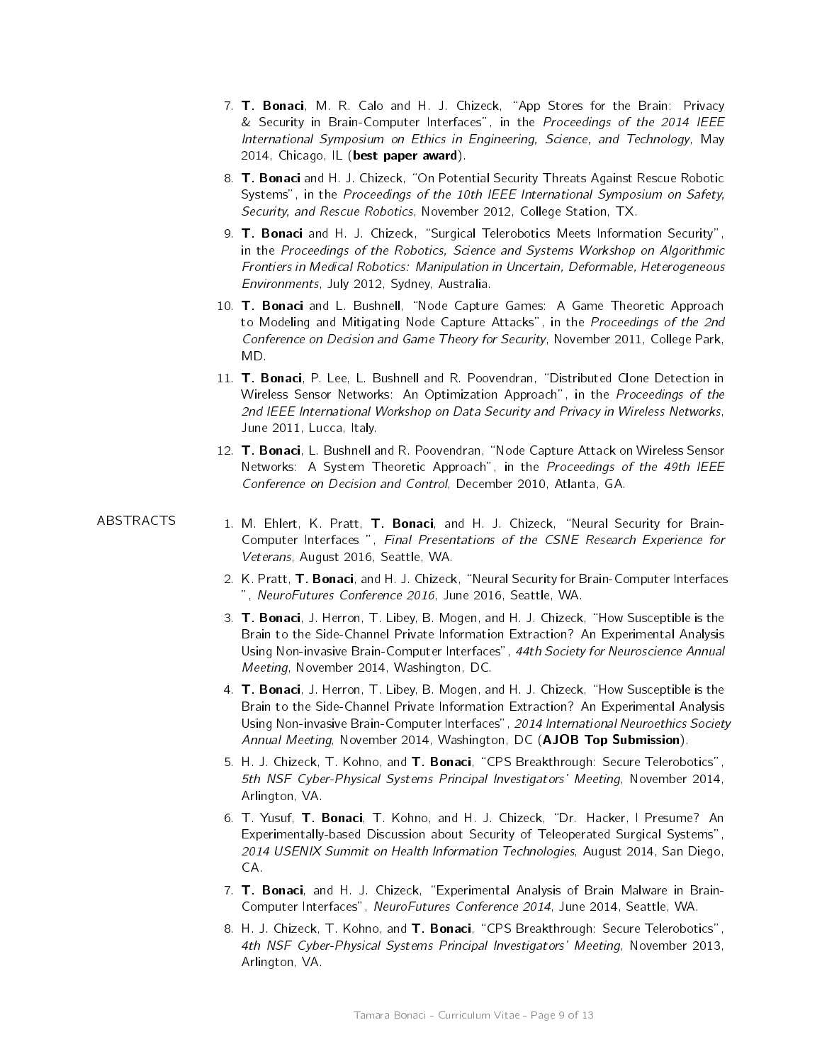7. **T. Bonaci**, M. R. Calo and H. J. Chizeck, "App Stores for the Brain: Privacy & Security in Brain-Computer Interfaces", in the *Proceedings of the 2014 IEEE International Symposium on Ethics in Engineering, Science, and Technology*, May 2014, Chicago, IL (**best paper award**).
8. **T. Bonaci** and H. J. Chizeck, "On Potential Security Threats Against Rescue Robotic Systems", in the *Proceedings of the 10th IEEE International Symposium on Safety, Security, and Rescue Robotics*, November 2012, College Station, TX.
9. **T. Bonaci** and H. J. Chizeck, "Surgical Telerobotics Meets Information Security", in the *Proceedings of the Robotics, Science and Systems Workshop on Algorithmic Frontiers in Medical Robotics: Manipulation in Uncertain, Deformable, Heterogeneous Environments*, July 2012, Sydney, Australia.
10. **T. Bonaci** and L. Bushnell, "Node Capture Games: A Game Theoretic Approach to Modeling and Mitigating Node Capture Attacks", in the *Proceedings of the 2nd Conference on Decision and Game Theory for Security*, November 2011, College Park, MD.
11. **T. Bonaci**, P. Lee, L. Bushnell and R. Poovendran, "Distributed Clone Detection in Wireless Sensor Networks: An Optimization Approach", in the *Proceedings of the 2nd IEEE International Workshop on Data Security and Privacy in Wireless Networks*, June 2011, Lucca, Italy.
12. **T. Bonaci**, L. Bushnell and R. Poovendran, "Node Capture Attack on Wireless Sensor Networks: A System Theoretic Approach", in the *Proceedings of the 49th IEEE Conference on Decision and Control*, December 2010, Atlanta, GA.

## ABSTRACTS

1. M. Ehlert, K. Pratt, **T. Bonaci**, and H. J. Chizeck, "Neural Security for Brain-Computer Interfaces ", *Final Presentations of the CSNE Research Experience for Veterans*, August 2016, Seattle, WA.
2. K. Pratt, **T. Bonaci**, and H. J. Chizeck, "Neural Security for Brain-Computer Interfaces ", *NeuroFutures Conference 2016*, June 2016, Seattle, WA.
3. **T. Bonaci**, J. Herron, T. Libey, B. Mogen, and H. J. Chizeck, "How Susceptible is the Brain to the Side-Channel Private Information Extraction? An Experimental Analysis Using Non-invasive Brain-Computer Interfaces", *44th Society for Neuroscience Annual Meeting*, November 2014, Washington, DC.
4. **T. Bonaci**, J. Herron, T. Libey, B. Mogen, and H. J. Chizeck, "How Susceptible is the Brain to the Side-Channel Private Information Extraction? An Experimental Analysis Using Non-invasive Brain-Computer Interfaces", *2014 International Neuroethics Society Annual Meeting*, November 2014, Washington, DC (**AJOB Top Submission**).
5. H. J. Chizeck, T. Kohno, and **T. Bonaci**, "CPS Breakthrough: Secure Telerobotics", *5th NSF Cyber-Physical Systems Principal Investigators' Meeting*, November 2014, Arlington, VA.
6. T. Yusuf, **T. Bonaci**, T. Kohno, and H. J. Chizeck, "Dr. Hacker, I Presume? An Experimentally-based Discussion about Security of Teleoperated Surgical Systems", *2014 USENIX Summit on Health Information Technologies*, August 2014, San Diego, CA.
7. **T. Bonaci**, and H. J. Chizeck, "Experimental Analysis of Brain Malware in Brain-Computer Interfaces", *NeuroFutures Conference 2014*, June 2014, Seattle, WA.
8. H. J. Chizeck, T. Kohno, and **T. Bonaci**, "CPS Breakthrough: Secure Telerobotics", *4th NSF Cyber-Physical Systems Principal Investigators' Meeting*, November 2013, Arlington, VA.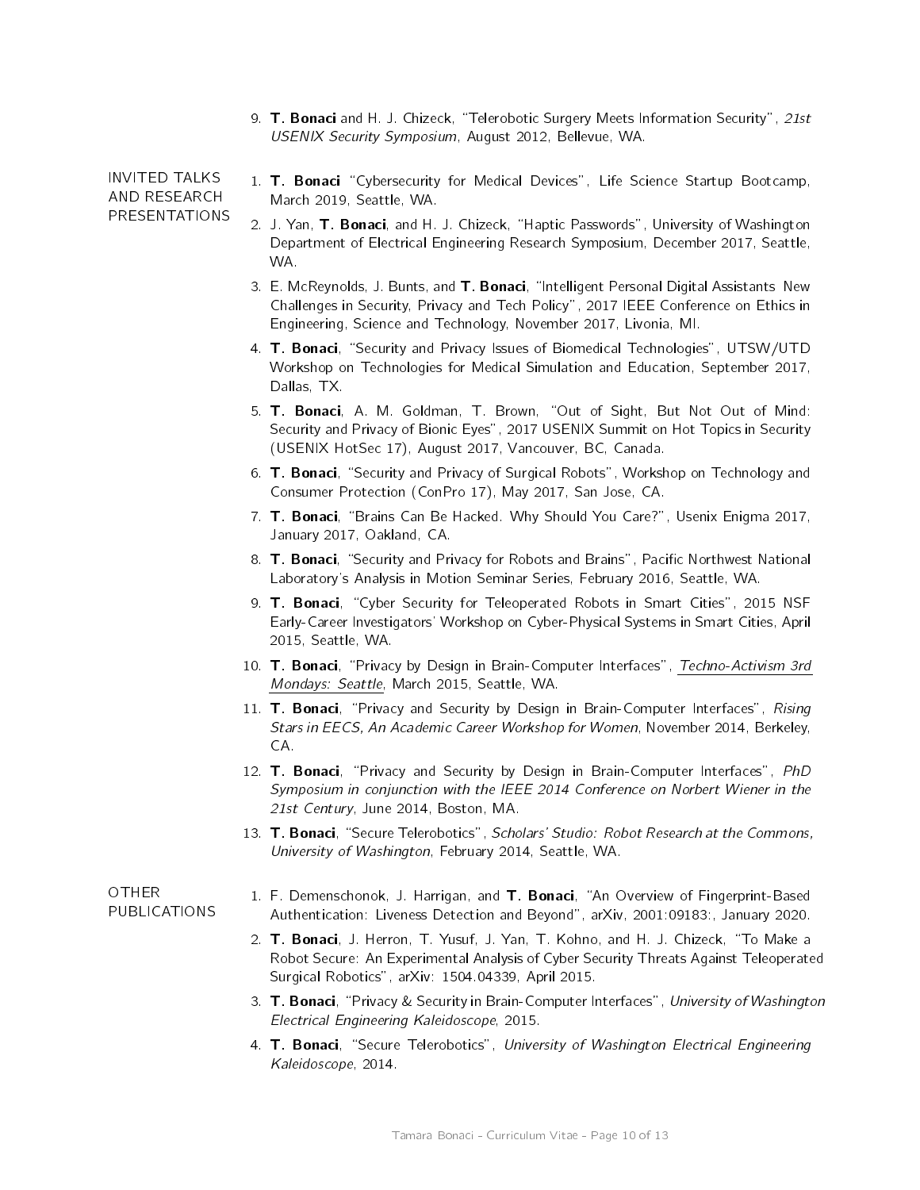9. **T. Bonaci** and H. J. Chizeck, "Telerobotic Surgery Meets Information Security", *21st USENIX Security Symposium*, August 2012, Bellevue, WA.

## INVITED TALKS AND RESEARCH PRESENTATIONS

1. **T. Bonaci** "Cybersecurity for Medical Devices", Life Science Startup Bootcamp, March 2019, Seattle, WA.
2. J. Yan, **T. Bonaci**, and H. J. Chizeck, "Haptic Passwords", University of Washington Department of Electrical Engineering Research Symposium, December 2017, Seattle, WA.
3. E. McReynolds, J. Bunts, and **T. Bonaci**, "Intelligent Personal Digital Assistants New Challenges in Security, Privacy and Tech Policy", 2017 IEEE Conference on Ethics in Engineering, Science and Technology, November 2017, Livonia, MI.
4. **T. Bonaci**, "Security and Privacy Issues of Biomedical Technologies", UTSW/UTD Workshop on Technologies for Medical Simulation and Education, September 2017, Dallas, TX.
5. **T. Bonaci**, A. M. Goldman, T. Brown, "Out of Sight, But Not Out of Mind: Security and Privacy of Bionic Eyes", 2017 USENIX Summit on Hot Topics in Security (USENIX HotSec 17), August 2017, Vancouver, BC, Canada.
6. **T. Bonaci**, "Security and Privacy of Surgical Robots", Workshop on Technology and Consumer Protection (ConPro 17), May 2017, San Jose, CA.
7. **T. Bonaci**, "Brains Can Be Hacked. Why Should You Care?", Usenix Enigma 2017, January 2017, Oakland, CA.
8. **T. Bonaci**, "Security and Privacy for Robots and Brains", Pacific Northwest National Laboratory's Analysis in Motion Seminar Series, February 2016, Seattle, WA.
9. **T. Bonaci**, "Cyber Security for Teleoperated Robots in Smart Cities", 2015 NSF Early-Career Investigators' Workshop on Cyber-Physical Systems in Smart Cities, April 2015, Seattle, WA.
10. **T. Bonaci**, "Privacy by Design in Brain-Computer Interfaces", *Techno-Activism 3rd Mondays: Seattle*, March 2015, Seattle, WA.
11. **T. Bonaci**, "Privacy and Security by Design in Brain-Computer Interfaces", *Rising Stars in EECS, An Academic Career Workshop for Women*, November 2014, Berkeley, CA.
12. **T. Bonaci**, "Privacy and Security by Design in Brain-Computer Interfaces", *PhD Symposium in conjunction with the IEEE 2014 Conference on Norbert Wiener in the 21st Century*, June 2014, Boston, MA.
13. **T. Bonaci**, "Secure Telerobotics", *Scholars' Studio: Robot Research at the Commons, University of Washington*, February 2014, Seattle, WA.

## OTHER PUBLICATIONS

1. F. Demenschonok, J. Harrigan, and **T. Bonaci**, "An Overview of Fingerprint-Based Authentication: Liveness Detection and Beyond", arXiv, 2001:09183:, January 2020.
2. **T. Bonaci**, J. Herron, T. Yusuf, J. Yan, T. Kohno, and H. J. Chizeck, "To Make a Robot Secure: An Experimental Analysis of Cyber Security Threats Against Teleoperated Surgical Robotics", arXiv: 1504.04339, April 2015.
3. **T. Bonaci**, "Privacy & Security in Brain-Computer Interfaces", *University of Washington Electrical Engineering Kaleidoscope*, 2015.
4. **T. Bonaci**, "Secure Telerobotics", *University of Washington Electrical Engineering Kaleidoscope*, 2014.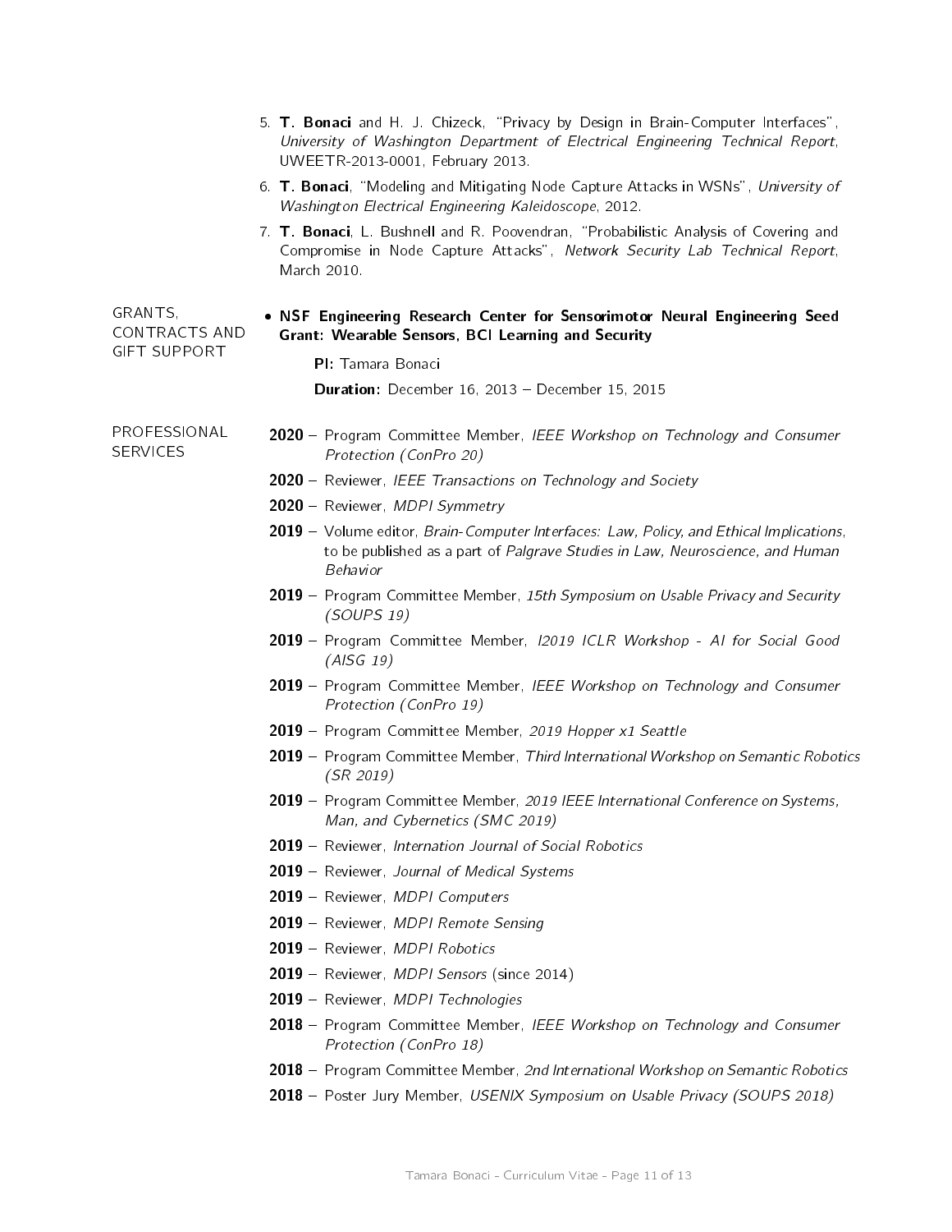5. **T. Bonaci** and H. J. Chizeck, "Privacy by Design in Brain-Computer Interfaces", *University of Washington Department of Electrical Engineering Technical Report*, UWEETR-2013-0001, February 2013.
6. **T. Bonaci**, "Modeling and Mitigating Node Capture Attacks in WSNs", *University of Washington Electrical Engineering Kaleidoscope*, 2012.
7. **T. Bonaci**, L. Bushnell and R. Poovendran, "Probabilistic Analysis of Covering and Compromise in Node Capture Attacks", *Network Security Lab Technical Report*, March 2010.

## GRANTS, CONTRACTS AND GIFT SUPPORT

- **NSF Engineering Research Center for Sensorimotor Neural Engineering Seed Grant: Wearable Sensors, BCI Learning and Security**

  **PI:** Tamara Bonaci

  **Duration:** December 16, 2013 – December 15, 2015

## PROFESSIONAL SERVICES

- **2020** – Program Committee Member, *IEEE Workshop on Technology and Consumer Protection (ConPro 20)*
- **2020** – Reviewer, *IEEE Transactions on Technology and Society*
- **2020** – Reviewer, *MDPI Symmetry*
- **2019** – Volume editor, *Brain-Computer Interfaces: Law, Policy, and Ethical Implications*, to be published as a part of *Palgrave Studies in Law, Neuroscience, and Human Behavior*
- **2019** – Program Committee Member, *15th Symposium on Usable Privacy and Security (SOUPS 19)*
- **2019** – Program Committee Member, *I2019 ICLR Workshop - AI for Social Good (AISG 19)*
- **2019** – Program Committee Member, *IEEE Workshop on Technology and Consumer Protection (ConPro 19)*
- **2019** – Program Committee Member, *2019 Hopper x1 Seattle*
- **2019** – Program Committee Member, *Third International Workshop on Semantic Robotics (SR 2019)*
- **2019** – Program Committee Member, *2019 IEEE International Conference on Systems, Man, and Cybernetics (SMC 2019)*
- **2019** – Reviewer, *Internation Journal of Social Robotics*
- **2019** – Reviewer, *Journal of Medical Systems*
- **2019** – Reviewer, *MDPI Computers*
- **2019** – Reviewer, *MDPI Remote Sensing*
- **2019** – Reviewer, *MDPI Robotics*
- **2019** – Reviewer, *MDPI Sensors* (since 2014)
- **2019** – Reviewer, *MDPI Technologies*
- **2018** – Program Committee Member, *IEEE Workshop on Technology and Consumer Protection (ConPro 18)*
- **2018** – Program Committee Member, *2nd International Workshop on Semantic Robotics*
- **2018** – Poster Jury Member, *USENIX Symposium on Usable Privacy (SOUPS 2018)*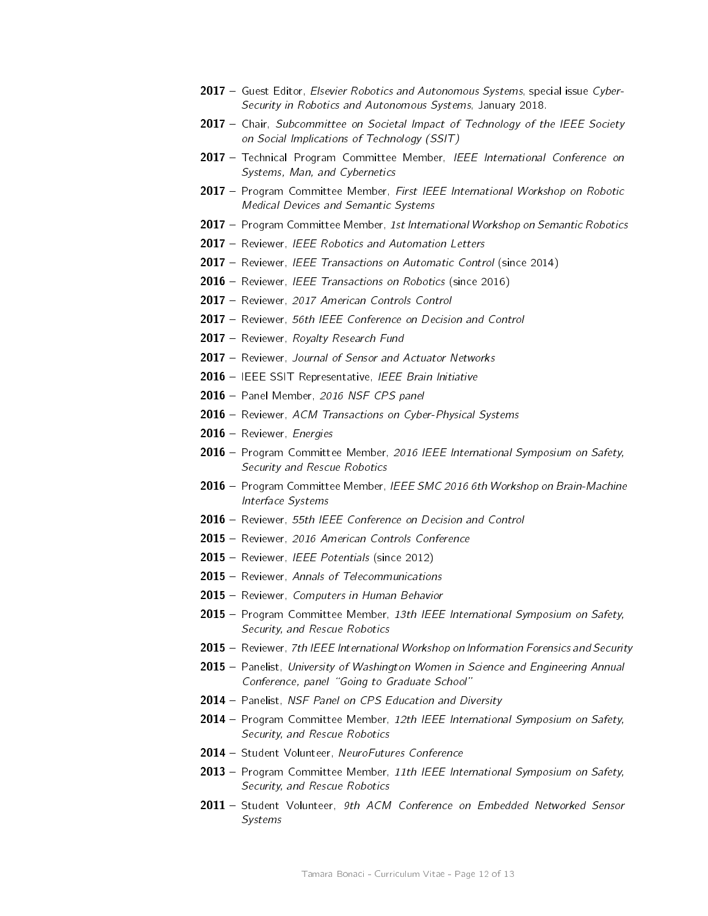**2017** – Guest Editor, *Elsevier Robotics and Autonomous Systems*, special issue *Cyber-Security in Robotics and Autonomous Systems*, January 2018.

**2017** – Chair, *Subcommittee on Societal Impact of Technology of the IEEE Society on Social Implications of Technology (SSIT)*

**2017** – Technical Program Committee Member, *IEEE International Conference on Systems, Man, and Cybernetics*

**2017** – Program Committee Member, *First IEEE International Workshop on Robotic Medical Devices and Semantic Systems*

**2017** – Program Committee Member, *1st International Workshop on Semantic Robotics*

**2017** – Reviewer, *IEEE Robotics and Automation Letters*

**2017** – Reviewer, *IEEE Transactions on Automatic Control* (since 2014)

**2016** – Reviewer, *IEEE Transactions on Robotics* (since 2016)

**2017** – Reviewer, *2017 American Controls Control*

**2017** – Reviewer, *56th IEEE Conference on Decision and Control*

**2017** – Reviewer, *Royalty Research Fund*

**2017** – Reviewer, *Journal of Sensor and Actuator Networks*

**2016** – IEEE SSIT Representative, *IEEE Brain Initiative*

**2016** – Panel Member, *2016 NSF CPS panel*

**2016** – Reviewer, *ACM Transactions on Cyber-Physical Systems*

**2016** – Reviewer, *Energies*

**2016** – Program Committee Member, *2016 IEEE International Symposium on Safety, Security and Rescue Robotics*

**2016** – Program Committee Member, *IEEE SMC 2016 6th Workshop on Brain-Machine Interface Systems*

**2016** – Reviewer, *55th IEEE Conference on Decision and Control*

**2015** – Reviewer, *2016 American Controls Conference*

**2015** – Reviewer, *IEEE Potentials* (since 2012)

**2015** – Reviewer, *Annals of Telecommunications*

**2015** – Reviewer, *Computers in Human Behavior*

**2015** – Program Committee Member, *13th IEEE International Symposium on Safety, Security, and Rescue Robotics*

**2015** – Reviewer, *7th IEEE International Workshop on Information Forensics and Security*

**2015** – Panelist, *University of Washington Women in Science and Engineering Annual Conference, panel "Going to Graduate School"*

**2014** – Panelist, *NSF Panel on CPS Education and Diversity*

**2014** – Program Committee Member, *12th IEEE International Symposium on Safety, Security, and Rescue Robotics*

**2014** – Student Volunteer, *NeuroFutures Conference*

**2013** – Program Committee Member, *11th IEEE International Symposium on Safety, Security, and Rescue Robotics*

**2011** – Student Volunteer, *9th ACM Conference on Embedded Networked Sensor Systems*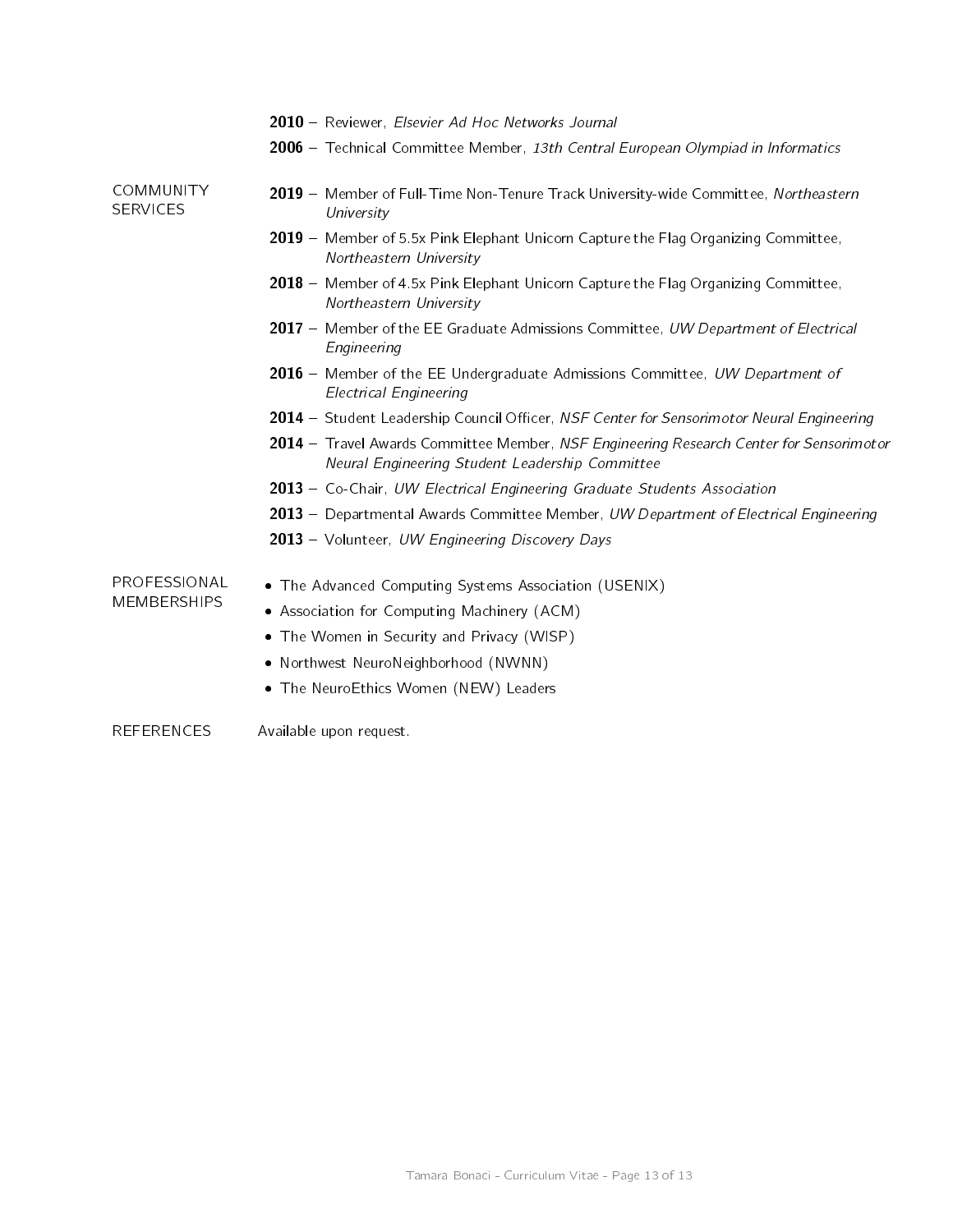**2010** – Reviewer, *Elsevier Ad Hoc Networks Journal*

**2006** – Technical Committee Member, *13th Central European Olympiad in Informatics*

## COMMUNITY SERVICES

**2019** – Member of Full-Time Non-Tenure Track University-wide Committee, *Northeastern University*

**2019** – Member of 5.5x Pink Elephant Unicorn Capture the Flag Organizing Committee, *Northeastern University*

**2018** – Member of 4.5x Pink Elephant Unicorn Capture the Flag Organizing Committee, *Northeastern University*

**2017** – Member of the EE Graduate Admissions Committee, *UW Department of Electrical Engineering*

**2016** – Member of the EE Undergraduate Admissions Committee, *UW Department of Electrical Engineering*

**2014** – Student Leadership Council Officer, *NSF Center for Sensorimotor Neural Engineering*

**2014** – Travel Awards Committee Member, *NSF Engineering Research Center for Sensorimotor Neural Engineering Student Leadership Committee*

**2013** – Co-Chair, *UW Electrical Engineering Graduate Students Association*

**2013** – Departmental Awards Committee Member, *UW Department of Electrical Engineering*

**2013** – Volunteer, *UW Engineering Discovery Days*

## PROFESSIONAL MEMBERSHIPS

- The Advanced Computing Systems Association (USENIX)
- Association for Computing Machinery (ACM)
- The Women in Security and Privacy (WISP)
- Northwest NeuroNeighborhood (NWNN)
- The NeuroEthics Women (NEW) Leaders

## REFERENCES

Available upon request.